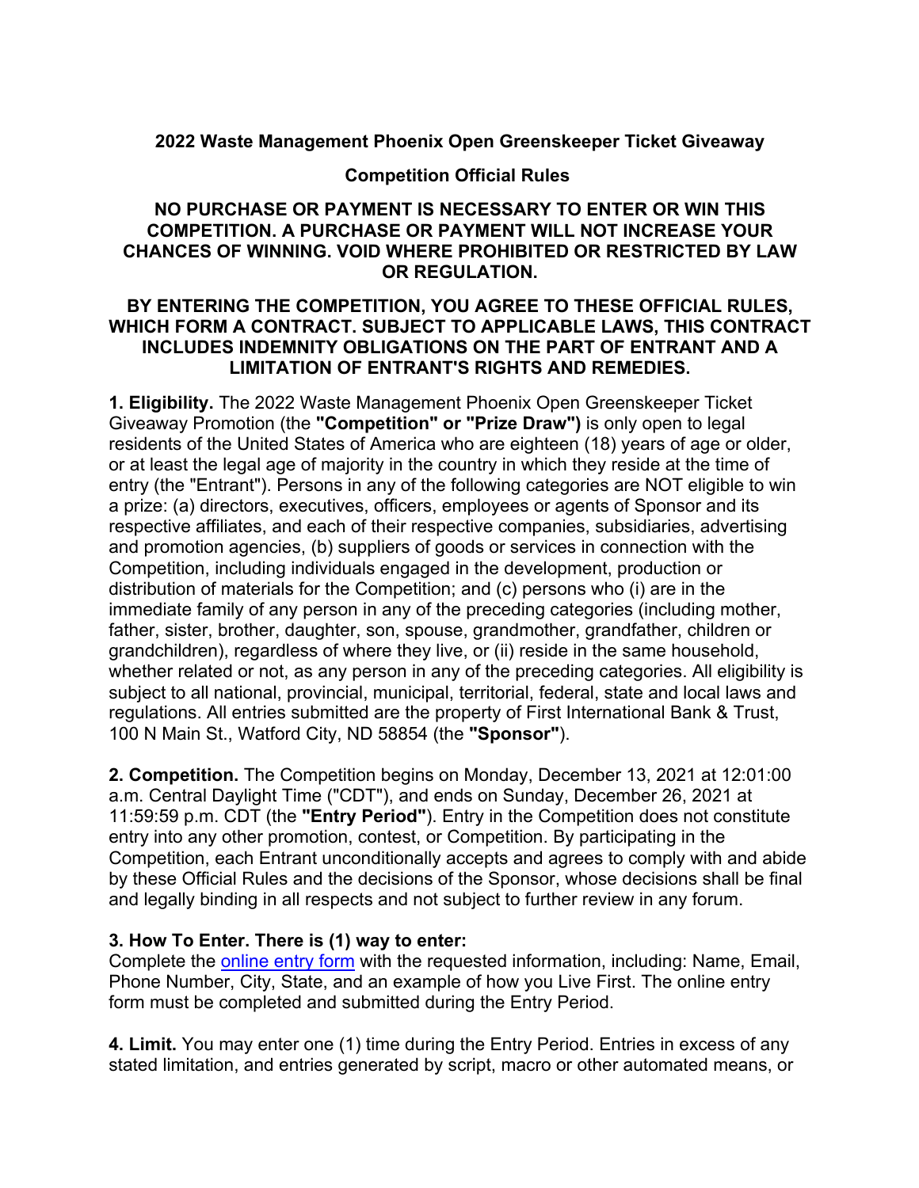**2022 Waste Management Phoenix Open Greenskeeper Ticket Giveaway**

**Competition Official Rules**

**NO PURCHASE OR PAYMENT IS NECESSARY TO ENTER OR WIN THIS COMPETITION. A PURCHASE OR PAYMENT WILL NOT INCREASE YOUR CHANCES OF WINNING. VOID WHERE PROHIBITED OR RESTRICTED BY LAW OR REGULATION.**

**BY ENTERING THE COMPETITION, YOU AGREE TO THESE OFFICIAL RULES, WHICH FORM A CONTRACT. SUBJECT TO APPLICABLE LAWS, THIS CONTRACT INCLUDES INDEMNITY OBLIGATIONS ON THE PART OF ENTRANT AND A LIMITATION OF ENTRANT'S RIGHTS AND REMEDIES.**

**1. Eligibility.** The 2022 Waste Management Phoenix Open Greenskeeper Ticket Giveaway Promotion (the **"Competition" or "Prize Draw")** is only open to legal residents of the United States of America who are eighteen (18) years of age or older, or at least the legal age of majority in the country in which they reside at the time of entry (the "Entrant"). Persons in any of the following categories are NOT eligible to win a prize: (a) directors, executives, officers, employees or agents of Sponsor and its respective affiliates, and each of their respective companies, subsidiaries, advertising and promotion agencies, (b) suppliers of goods or services in connection with the Competition, including individuals engaged in the development, production or distribution of materials for the Competition; and (c) persons who (i) are in the immediate family of any person in any of the preceding categories (including mother, father, sister, brother, daughter, son, spouse, grandmother, grandfather, children or grandchildren), regardless of where they live, or (ii) reside in the same household, whether related or not, as any person in any of the preceding categories. All eligibility is subject to all national, provincial, municipal, territorial, federal, state and local laws and regulations. All entries submitted are the property of First International Bank & Trust, 100 N Main St., Watford City, ND 58854 (the **"Sponsor"**).

**2. Competition.** The Competition begins on Monday, December 13, 2021 at 12:01:00 a.m. Central Daylight Time ("CDT"), and ends on Sunday, December 26, 2021 at 11:59:59 p.m. CDT (the **"Entry Period"**). Entry in the Competition does not constitute entry into any other promotion, contest, or Competition. By participating in the Competition, each Entrant unconditionally accepts and agrees to comply with and abide by these Official Rules and the decisions of the Sponsor, whose decisions shall be final and legally binding in all respects and not subject to further review in any forum.

**3. How To Enter. There is (1) way to enter:**
Complete the online entry form with the requested information, including: Name, Email, Phone Number, City, State, and an example of how you Live First. The online entry form must be completed and submitted during the Entry Period.

**4. Limit.** You may enter one (1) time during the Entry Period. Entries in excess of any stated limitation, and entries generated by script, macro or other automated means, or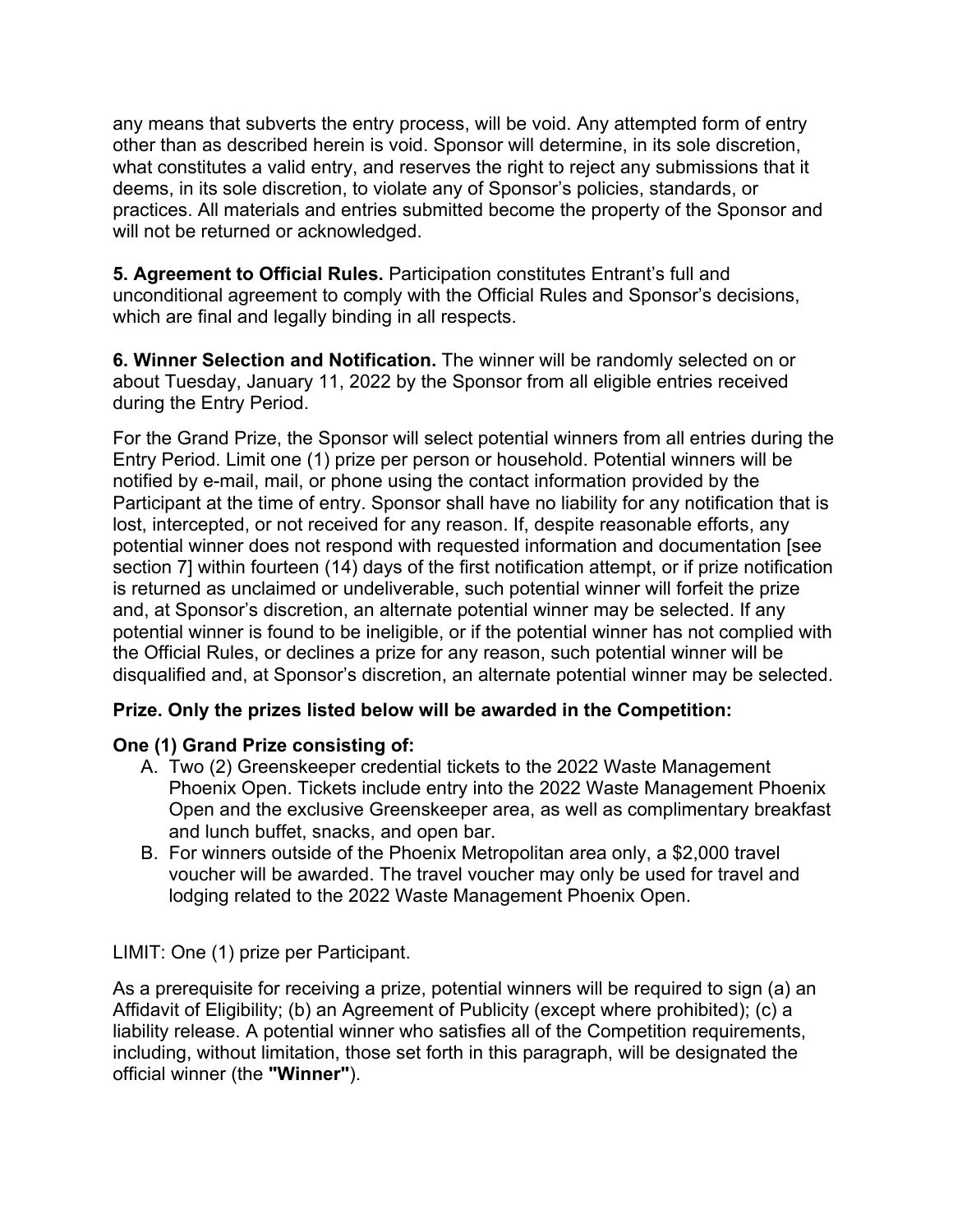any means that subverts the entry process, will be void. Any attempted form of entry other than as described herein is void. Sponsor will determine, in its sole discretion, what constitutes a valid entry, and reserves the right to reject any submissions that it deems, in its sole discretion, to violate any of Sponsor's policies, standards, or practices. All materials and entries submitted become the property of the Sponsor and will not be returned or acknowledged.

**5. Agreement to Official Rules.** Participation constitutes Entrant's full and unconditional agreement to comply with the Official Rules and Sponsor's decisions, which are final and legally binding in all respects.

**6. Winner Selection and Notification.** The winner will be randomly selected on or about Tuesday, January 11, 2022 by the Sponsor from all eligible entries received during the Entry Period.

For the Grand Prize, the Sponsor will select potential winners from all entries during the Entry Period. Limit one (1) prize per person or household. Potential winners will be notified by e-mail, mail, or phone using the contact information provided by the Participant at the time of entry. Sponsor shall have no liability for any notification that is lost, intercepted, or not received for any reason. If, despite reasonable efforts, any potential winner does not respond with requested information and documentation [see section 7] within fourteen (14) days of the first notification attempt, or if prize notification is returned as unclaimed or undeliverable, such potential winner will forfeit the prize and, at Sponsor's discretion, an alternate potential winner may be selected. If any potential winner is found to be ineligible, or if the potential winner has not complied with the Official Rules, or declines a prize for any reason, such potential winner will be disqualified and, at Sponsor's discretion, an alternate potential winner may be selected.

**Prize. Only the prizes listed below will be awarded in the Competition:**

**One (1) Grand Prize consisting of:**

A. Two (2) Greenskeeper credential tickets to the 2022 Waste Management Phoenix Open. Tickets include entry into the 2022 Waste Management Phoenix Open and the exclusive Greenskeeper area, as well as complimentary breakfast and lunch buffet, snacks, and open bar.
B. For winners outside of the Phoenix Metropolitan area only, a $2,000 travel voucher will be awarded. The travel voucher may only be used for travel and lodging related to the 2022 Waste Management Phoenix Open.

LIMIT: One (1) prize per Participant.

As a prerequisite for receiving a prize, potential winners will be required to sign (a) an Affidavit of Eligibility; (b) an Agreement of Publicity (except where prohibited); (c) a liability release. A potential winner who satisfies all of the Competition requirements, including, without limitation, those set forth in this paragraph, will be designated the official winner (the **"Winner"**).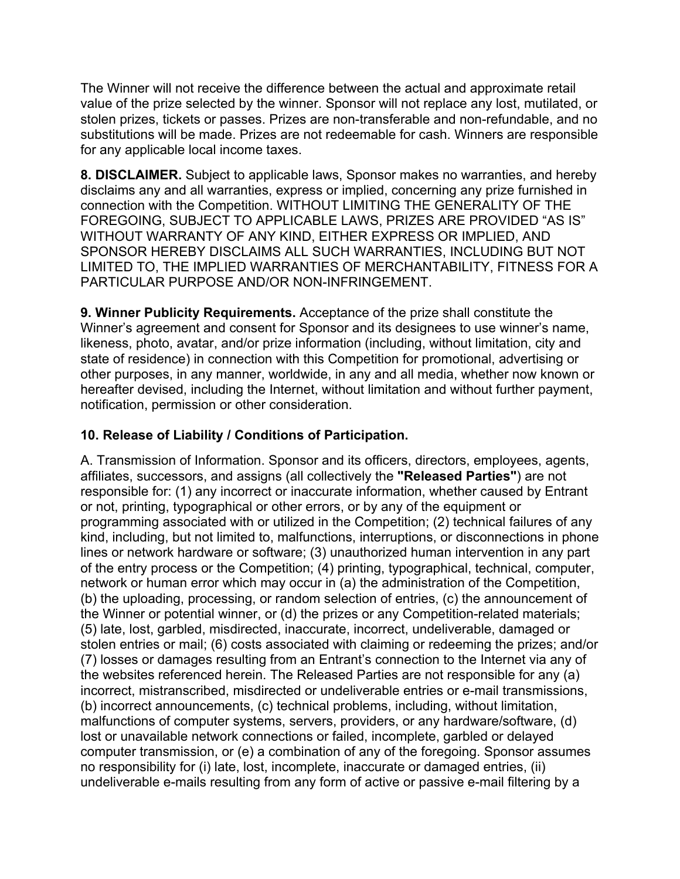The Winner will not receive the difference between the actual and approximate retail value of the prize selected by the winner. Sponsor will not replace any lost, mutilated, or stolen prizes, tickets or passes. Prizes are non-transferable and non-refundable, and no substitutions will be made. Prizes are not redeemable for cash. Winners are responsible for any applicable local income taxes.

**8. DISCLAIMER.** Subject to applicable laws, Sponsor makes no warranties, and hereby disclaims any and all warranties, express or implied, concerning any prize furnished in connection with the Competition. WITHOUT LIMITING THE GENERALITY OF THE FOREGOING, SUBJECT TO APPLICABLE LAWS, PRIZES ARE PROVIDED “AS IS” WITHOUT WARRANTY OF ANY KIND, EITHER EXPRESS OR IMPLIED, AND SPONSOR HEREBY DISCLAIMS ALL SUCH WARRANTIES, INCLUDING BUT NOT LIMITED TO, THE IMPLIED WARRANTIES OF MERCHANTABILITY, FITNESS FOR A PARTICULAR PURPOSE AND/OR NON-INFRINGEMENT.

**9. Winner Publicity Requirements.** Acceptance of the prize shall constitute the Winner’s agreement and consent for Sponsor and its designees to use winner’s name, likeness, photo, avatar, and/or prize information (including, without limitation, city and state of residence) in connection with this Competition for promotional, advertising or other purposes, in any manner, worldwide, in any and all media, whether now known or hereafter devised, including the Internet, without limitation and without further payment, notification, permission or other consideration.

**10. Release of Liability / Conditions of Participation.**

A. Transmission of Information. Sponsor and its officers, directors, employees, agents, affiliates, successors, and assigns (all collectively the **"Released Parties"**) are not responsible for: (1) any incorrect or inaccurate information, whether caused by Entrant or not, printing, typographical or other errors, or by any of the equipment or programming associated with or utilized in the Competition; (2) technical failures of any kind, including, but not limited to, malfunctions, interruptions, or disconnections in phone lines or network hardware or software; (3) unauthorized human intervention in any part of the entry process or the Competition; (4) printing, typographical, technical, computer, network or human error which may occur in (a) the administration of the Competition, (b) the uploading, processing, or random selection of entries, (c) the announcement of the Winner or potential winner, or (d) the prizes or any Competition-related materials; (5) late, lost, garbled, misdirected, inaccurate, incorrect, undeliverable, damaged or stolen entries or mail; (6) costs associated with claiming or redeeming the prizes; and/or (7) losses or damages resulting from an Entrant’s connection to the Internet via any of the websites referenced herein. The Released Parties are not responsible for any (a) incorrect, mistranscribed, misdirected or undeliverable entries or e-mail transmissions, (b) incorrect announcements, (c) technical problems, including, without limitation, malfunctions of computer systems, servers, providers, or any hardware/software, (d) lost or unavailable network connections or failed, incomplete, garbled or delayed computer transmission, or (e) a combination of any of the foregoing. Sponsor assumes no responsibility for (i) late, lost, incomplete, inaccurate or damaged entries, (ii) undeliverable e-mails resulting from any form of active or passive e-mail filtering by a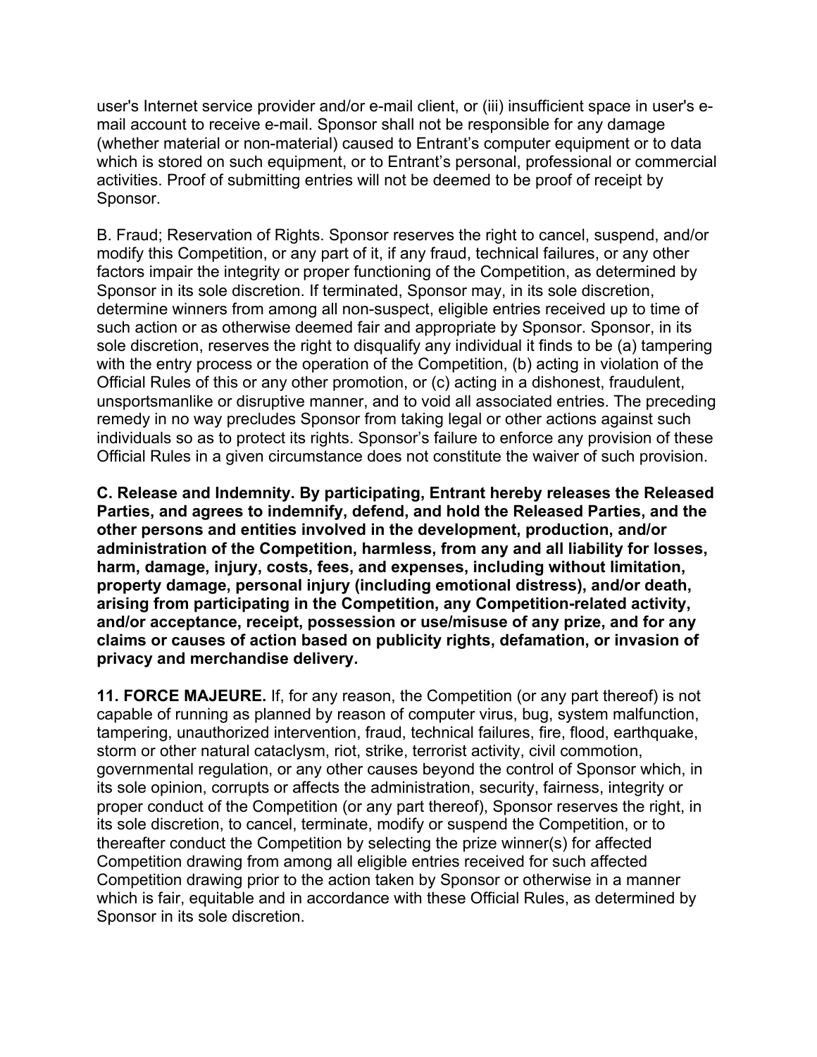user's Internet service provider and/or e-mail client, or (iii) insufficient space in user's e-mail account to receive e-mail. Sponsor shall not be responsible for any damage (whether material or non-material) caused to Entrant's computer equipment or to data which is stored on such equipment, or to Entrant's personal, professional or commercial activities. Proof of submitting entries will not be deemed to be proof of receipt by Sponsor.

B. Fraud; Reservation of Rights. Sponsor reserves the right to cancel, suspend, and/or modify this Competition, or any part of it, if any fraud, technical failures, or any other factors impair the integrity or proper functioning of the Competition, as determined by Sponsor in its sole discretion. If terminated, Sponsor may, in its sole discretion, determine winners from among all non-suspect, eligible entries received up to time of such action or as otherwise deemed fair and appropriate by Sponsor. Sponsor, in its sole discretion, reserves the right to disqualify any individual it finds to be (a) tampering with the entry process or the operation of the Competition, (b) acting in violation of the Official Rules of this or any other promotion, or (c) acting in a dishonest, fraudulent, unsportsmanlike or disruptive manner, and to void all associated entries. The preceding remedy in no way precludes Sponsor from taking legal or other actions against such individuals so as to protect its rights. Sponsor's failure to enforce any provision of these Official Rules in a given circumstance does not constitute the waiver of such provision.

**C. Release and Indemnity. By participating, Entrant hereby releases the Released Parties, and agrees to indemnify, defend, and hold the Released Parties, and the other persons and entities involved in the development, production, and/or administration of the Competition, harmless, from any and all liability for losses, harm, damage, injury, costs, fees, and expenses, including without limitation, property damage, personal injury (including emotional distress), and/or death, arising from participating in the Competition, any Competition-related activity, and/or acceptance, receipt, possession or use/misuse of any prize, and for any claims or causes of action based on publicity rights, defamation, or invasion of privacy and merchandise delivery.**

**11. FORCE MAJEURE.** If, for any reason, the Competition (or any part thereof) is not capable of running as planned by reason of computer virus, bug, system malfunction, tampering, unauthorized intervention, fraud, technical failures, fire, flood, earthquake, storm or other natural cataclysm, riot, strike, terrorist activity, civil commotion, governmental regulation, or any other causes beyond the control of Sponsor which, in its sole opinion, corrupts or affects the administration, security, fairness, integrity or proper conduct of the Competition (or any part thereof), Sponsor reserves the right, in its sole discretion, to cancel, terminate, modify or suspend the Competition, or to thereafter conduct the Competition by selecting the prize winner(s) for affected Competition drawing from among all eligible entries received for such affected Competition drawing prior to the action taken by Sponsor or otherwise in a manner which is fair, equitable and in accordance with these Official Rules, as determined by Sponsor in its sole discretion.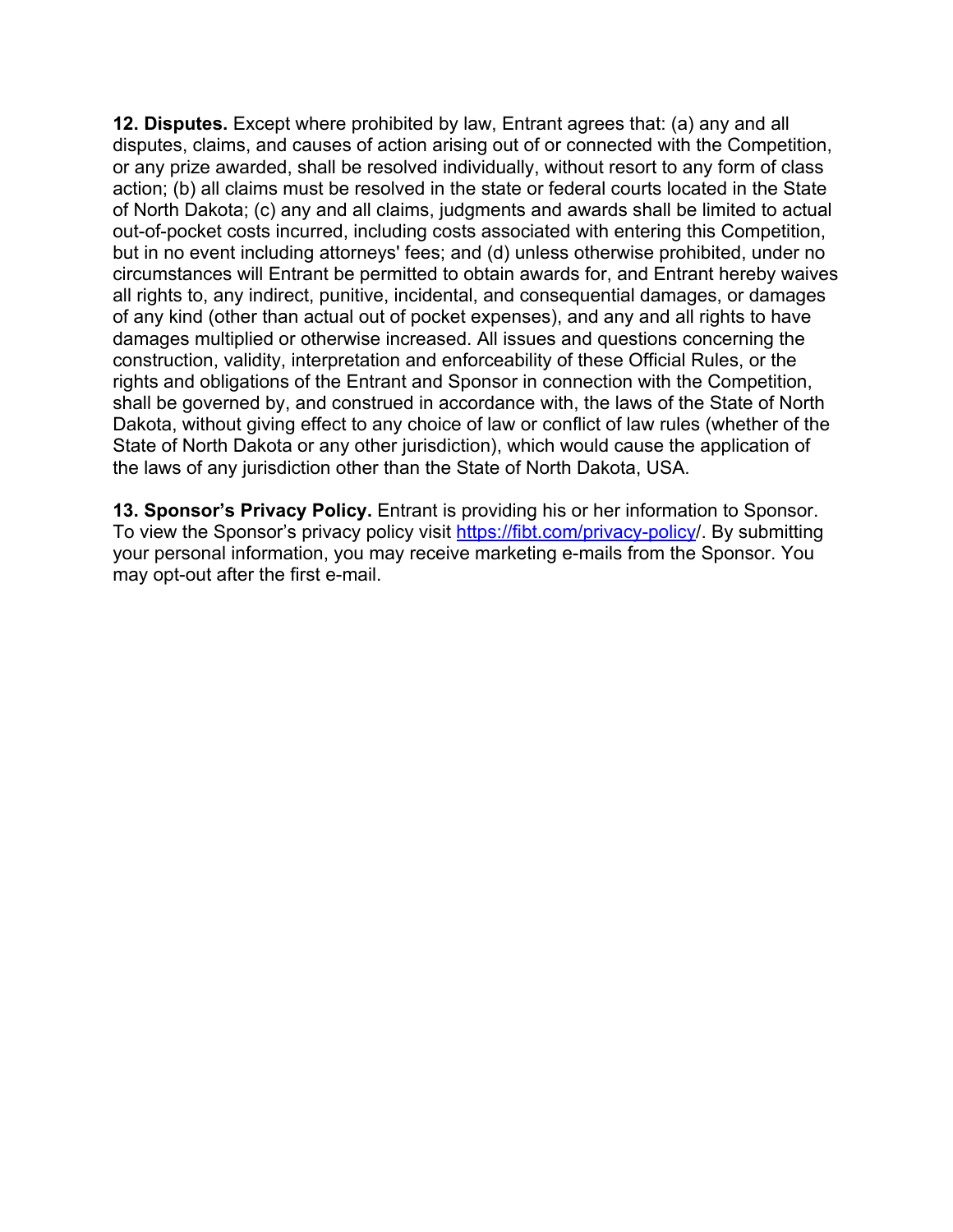**12. Disputes.** Except where prohibited by law, Entrant agrees that: (a) any and all disputes, claims, and causes of action arising out of or connected with the Competition, or any prize awarded, shall be resolved individually, without resort to any form of class action; (b) all claims must be resolved in the state or federal courts located in the State of North Dakota; (c) any and all claims, judgments and awards shall be limited to actual out-of-pocket costs incurred, including costs associated with entering this Competition, but in no event including attorneys' fees; and (d) unless otherwise prohibited, under no circumstances will Entrant be permitted to obtain awards for, and Entrant hereby waives all rights to, any indirect, punitive, incidental, and consequential damages, or damages of any kind (other than actual out of pocket expenses), and any and all rights to have damages multiplied or otherwise increased. All issues and questions concerning the construction, validity, interpretation and enforceability of these Official Rules, or the rights and obligations of the Entrant and Sponsor in connection with the Competition, shall be governed by, and construed in accordance with, the laws of the State of North Dakota, without giving effect to any choice of law or conflict of law rules (whether of the State of North Dakota or any other jurisdiction), which would cause the application of the laws of any jurisdiction other than the State of North Dakota, USA.

**13. Sponsor's Privacy Policy.** Entrant is providing his or her information to Sponsor. To view the Sponsor's privacy policy visit [https://fibt.com/privacy-policy](https://fibt.com/privacy-policy)/. By submitting your personal information, you may receive marketing e-mails from the Sponsor. You may opt-out after the first e-mail.